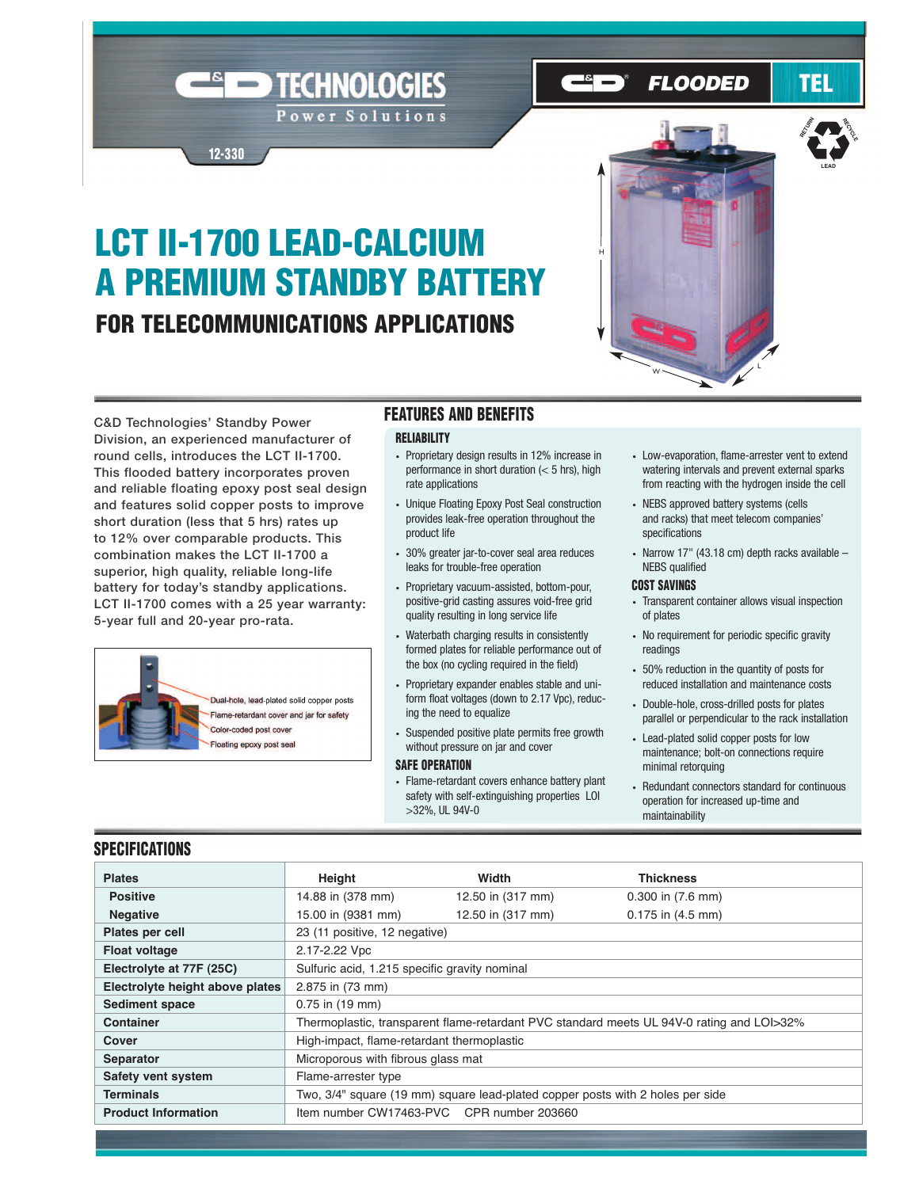C&D TECHNOLOGIES Power Solutions

12-330

C&D FLOODED TEL

# LCT II-1700 LEAD-CALCIUM A PREMIUM STANDBY BATTERY

## FOR TELECOMMUNICATIONS APPLICATIONS

C&D Technologies' Standby Power Division, an experienced manufacturer of round cells, introduces the LCT II-1700. This flooded battery incorporates proven and reliable floating epoxy post seal design and features solid copper posts to improve short duration (less that 5 hrs) rates up to 12% over comparable products. This combination makes the LCT II-1700 a superior, high quality, reliable long-life battery for today's standby applications. LCT II-1700 comes with a 25 year warranty: 5-year full and 20-year pro-rata.

- Dual-hole, lead-plated solid copper posts
- Flame-retardant cover and jar for safety
- Color-coded post cover
- Floating epoxy post seal

## FEATURES AND BENEFITS

### RELIABILITY

- Proprietary design results in 12% increase in performance in short duration (< 5 hrs), high rate applications
- Unique Floating Epoxy Post Seal construction provides leak-free operation throughout the product life
- 30% greater jar-to-cover seal area reduces leaks for trouble-free operation
- Proprietary vacuum-assisted, bottom-pour, positive-grid casting assures void-free grid quality resulting in long service life
- Waterbath charging results in consistently formed plates for reliable performance out of the box (no cycling required in the field)
- Proprietary expander enables stable and uniform float voltages (down to 2.17 Vpc), reducing the need to equalize
- Suspended positive plate permits free growth without pressure on jar and cover

### SAFE OPERATION

- Flame-retardant covers enhance battery plant safety with self-extinguishing properties LOI >32%, UL 94V-0
- Low-evaporation, flame-arrester vent to extend watering intervals and prevent external sparks from reacting with the hydrogen inside the cell
- NEBS approved battery systems (cells and racks) that meet telecom companies' specifications
- Narrow 17" (43.18 cm) depth racks available – NEBS qualified

### COST SAVINGS

- Transparent container allows visual inspection of plates
- No requirement for periodic specific gravity readings
- 50% reduction in the quantity of posts for reduced installation and maintenance costs
- Double-hole, cross-drilled posts for plates parallel or perpendicular to the rack installation
- Lead-plated solid copper posts for low maintenance; bolt-on connections require minimal retorquing
- Redundant connectors standard for continuous operation for increased up-time and maintainability

## SPECIFICATIONS

| Plates | Height | Width | Thickness |
|---|---|---|---|
| Positive | 14.88 in (378 mm) | 12.50 in (317 mm) | 0.300 in (7.6 mm) |
| Negative | 15.00 in (9381 mm) | 12.50 in (317 mm) | 0.175 in (4.5 mm) |
| Plates per cell | 23 (11 positive, 12 negative) | | |
| Float voltage | 2.17-2.22 Vpc | | |
| Electrolyte at 77F (25C) | Sulfuric acid, 1.215 specific gravity nominal | | |
| Electrolyte height above plates | 2.875 in (73 mm) | | |
| Sediment space | 0.75 in (19 mm) | | |
| Container | Thermoplastic, transparent flame-retardant PVC standard meets UL 94V-0 rating and LOI>32% | | |
| Cover | High-impact, flame-retardant thermoplastic | | |
| Separator | Microporous with fibrous glass mat | | |
| Safety vent system | Flame-arrester type | | |
| Terminals | Two, 3/4" square (19 mm) square lead-plated copper posts with 2 holes per side | | |
| Product Information | Item number CW17463-PVC CPR number 203660 | | |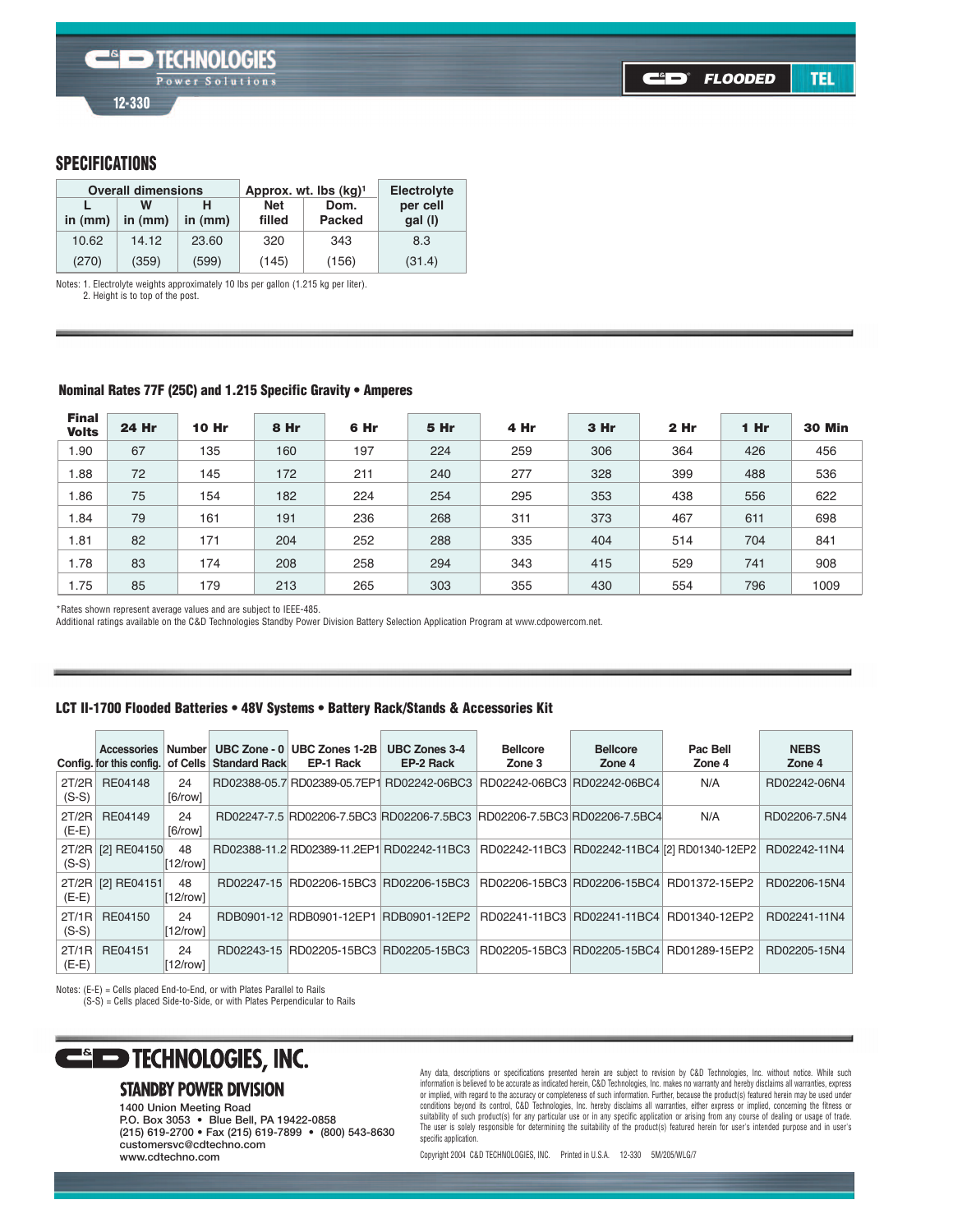## SPECIFICATIONS

| Overall dimensions | | | Approx. wt. lbs (kg)[1] | | Electrolyte per cell gal (l) |
|---|---|---|---|---|---|
| L in (mm) | W in (mm) | H in (mm) | Net filled | Dom. Packed | |
| 10.62 | 14.12 | 23.60 | 320 | 343 | 8.3 |
| (270) | (359) | (599) | (145) | (156) | (31.4) |

Notes: 1. Electrolyte weights approximately 10 lbs per gallon (1.215 kg per liter).
2. Height is to top of the post.

## Nominal Rates 77F (25C) and 1.215 Specific Gravity • Amperes

| Final Volts | 24 Hr | 10 Hr | 8 Hr | 6 Hr | 5 Hr | 4 Hr | 3 Hr | 2 Hr | 1 Hr | 30 Min |
|---|---|---|---|---|---|---|---|---|---|---|
| 1.90 | 67 | 135 | 160 | 197 | 224 | 259 | 306 | 364 | 426 | 456 |
| 1.88 | 72 | 145 | 172 | 211 | 240 | 277 | 328 | 399 | 488 | 536 |
| 1.86 | 75 | 154 | 182 | 224 | 254 | 295 | 353 | 438 | 556 | 622 |
| 1.84 | 79 | 161 | 191 | 236 | 268 | 311 | 373 | 467 | 611 | 698 |
| 1.81 | 82 | 171 | 204 | 252 | 288 | 335 | 404 | 514 | 704 | 841 |
| 1.78 | 83 | 174 | 208 | 258 | 294 | 343 | 415 | 529 | 741 | 908 |
| 1.75 | 85 | 179 | 213 | 265 | 303 | 355 | 430 | 554 | 796 | 1009 |

*Rates shown represent average values and are subject to IEEE-485.
Additional ratings available on the C&D Technologies Standby Power Division Battery Selection Application Program at www.cdpowercom.net.

## LCT II-1700 Flooded Batteries • 48V Systems • Battery Rack/Stands & Accessories Kit

| Config. | Accessories for this config. | Number of Cells | UBC Zone - 0 Standard Rack | UBC Zones 1-2B EP-1 Rack | UBC Zones 3-4 EP-2 Rack | Bellcore Zone 3 | Bellcore Zone 4 | Pac Bell Zone 4 | NEBS Zone 4 |
|---|---|---|---|---|---|---|---|---|---|
| 2T/2R (S-S) | RE04148 | 24 [6/row] | RD02388-05.7 | RD02389-05.7EP1 | RD02242-06BC3 | RD02242-06BC3 | RD02242-06BC4 | N/A | RD02242-06N4 |
| 2T/2R (E-E) | RE04149 | 24 [6/row] | RD02247-7.5 | RD02206-7.5BC3 | RD02206-7.5BC3 | RD02206-7.5BC3 | RD02206-7.5BC4 | N/A | RD02206-7.5N4 |
| 2T/2R (S-S) | [2] RE04150 | 48 [12/row] | RD02388-11.2 | RD02389-11.2EP1 | RD02242-11BC3 | RD02242-11BC3 | RD02242-11BC4 | [2] RD01340-12EP2 | RD02242-11N4 |
| 2T/2R (E-E) | [2] RE04151 | 48 [12/row] | RD02247-15 | RD02206-15BC3 | RD02206-15BC3 | RD02206-15BC3 | RD02206-15BC4 | RD01372-15EP2 | RD02206-15N4 |
| 2T/1R (S-S) | RE04150 | 24 [12/row] | RDB0901-12 | RDB0901-12EP1 | RDB0901-12EP2 | RD02241-11BC3 | RD02241-11BC4 | RD01340-12EP2 | RD02241-11N4 |
| 2T/1R (E-E) | RE04151 | 24 [12/row] | RD02243-15 | RD02205-15BC3 | RD02205-15BC3 | RD02205-15BC3 | RD02205-15BC4 | RD01289-15EP2 | RD02205-15N4 |

Notes: (E-E) = Cells placed End-to-End, or with Plates Parallel to Rails
(S-S) = Cells placed Side-to-Side, or with Plates Perpendicular to Rails

**C&D TECHNOLOGIES, INC.**

**STANDBY POWER DIVISION**

1400 Union Meeting Road
P.O. Box 3053 • Blue Bell, PA 19422-0858
(215) 619-2700 • Fax (215) 619-7899 • (800) 543-8630
customersvc@cdtechno.com
www.cdtechno.com

Any data, descriptions or specifications presented herein are subject to revision by C&D Technologies, Inc. without notice. While such information is believed to be accurate as indicated herein, C&D Technologies, Inc. makes no warranty and hereby disclaims all warranties, express or implied, with regard to the accuracy or completeness of such information. Further, because the product(s) featured herein may be used under conditions beyond its control, C&D Technologies, Inc. hereby disclaims all warranties, either express or implied, concerning the fitness or suitability of such product(s) for any particular use or in any specific application or arising from any course of dealing or usage of trade. The user is solely responsible for determining the suitability of the product(s) featured herein for user's intended purpose and in user's specific application.

Copyright 2004 C&D TECHNOLOGIES, INC. Printed in U.S.A. 12-330 5M/205/WLG/7